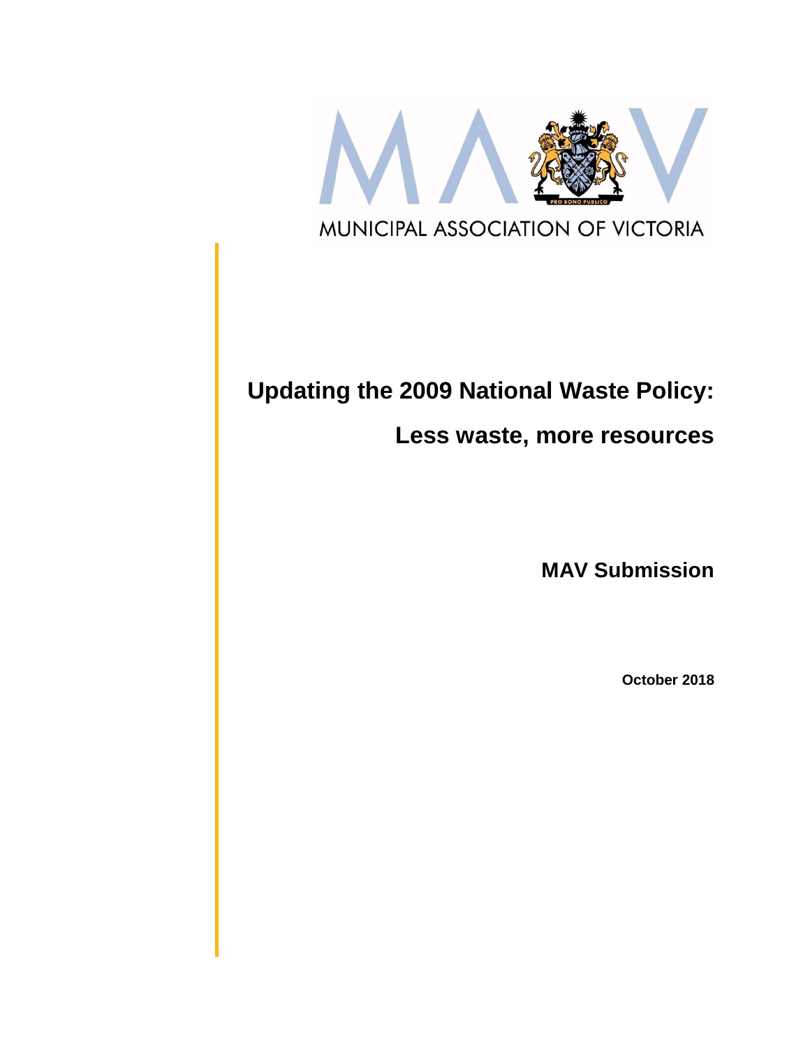MUNICIPAL ASSOCIATION OF VICTORIA

# Updating the 2009 National Waste Policy:

# Less waste, more resources

## MAV Submission

**October 2018**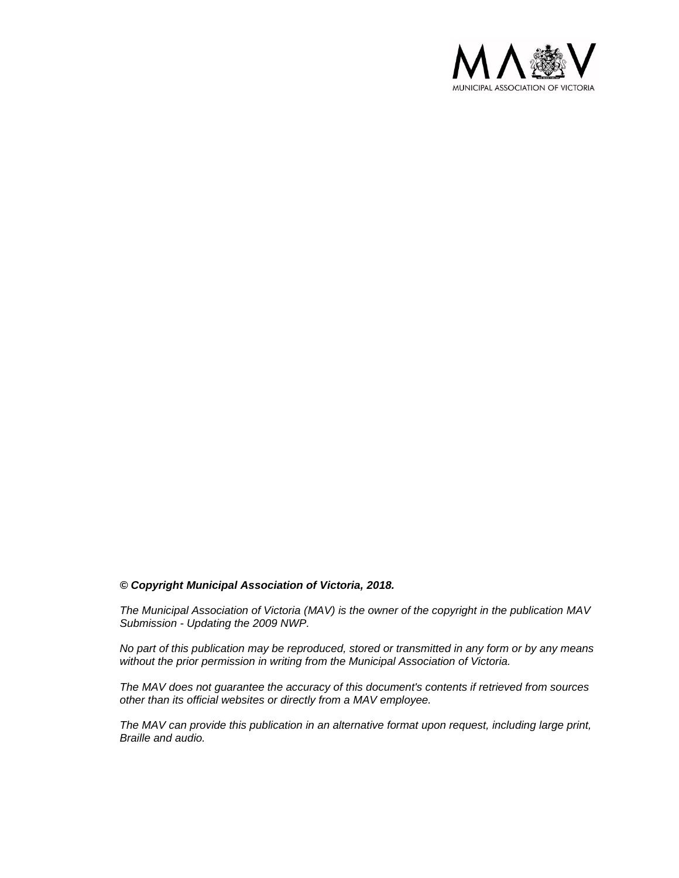***© Copyright Municipal Association of Victoria, 2018.***

*The Municipal Association of Victoria (MAV) is the owner of the copyright in the publication MAV Submission - Updating the 2009 NWP.*

*No part of this publication may be reproduced, stored or transmitted in any form or by any means without the prior permission in writing from the Municipal Association of Victoria.*

*The MAV does not guarantee the accuracy of this document's contents if retrieved from sources other than its official websites or directly from a MAV employee.*

*The MAV can provide this publication in an alternative format upon request, including large print, Braille and audio.*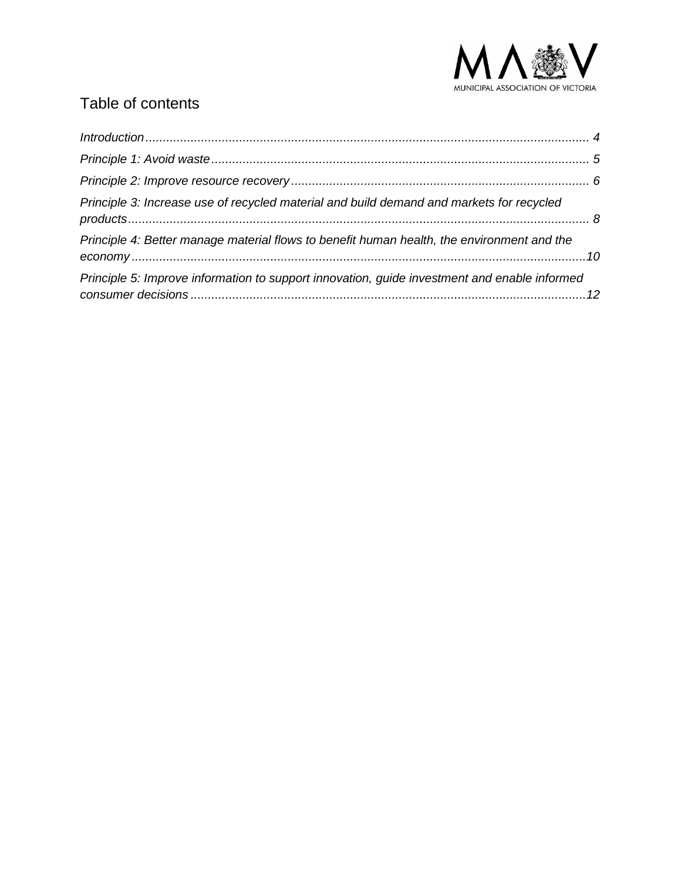## Table of contents

*Introduction* ........ 4

*Principle 1: Avoid waste* ........ 5

*Principle 2: Improve resource recovery* ........ 6

*Principle 3: Increase use of recycled material and build demand and markets for recycled products* ........ 8

*Principle 4: Better manage material flows to benefit human health, the environment and the economy* ........ 10

*Principle 5: Improve information to support innovation, guide investment and enable informed consumer decisions* ........ 12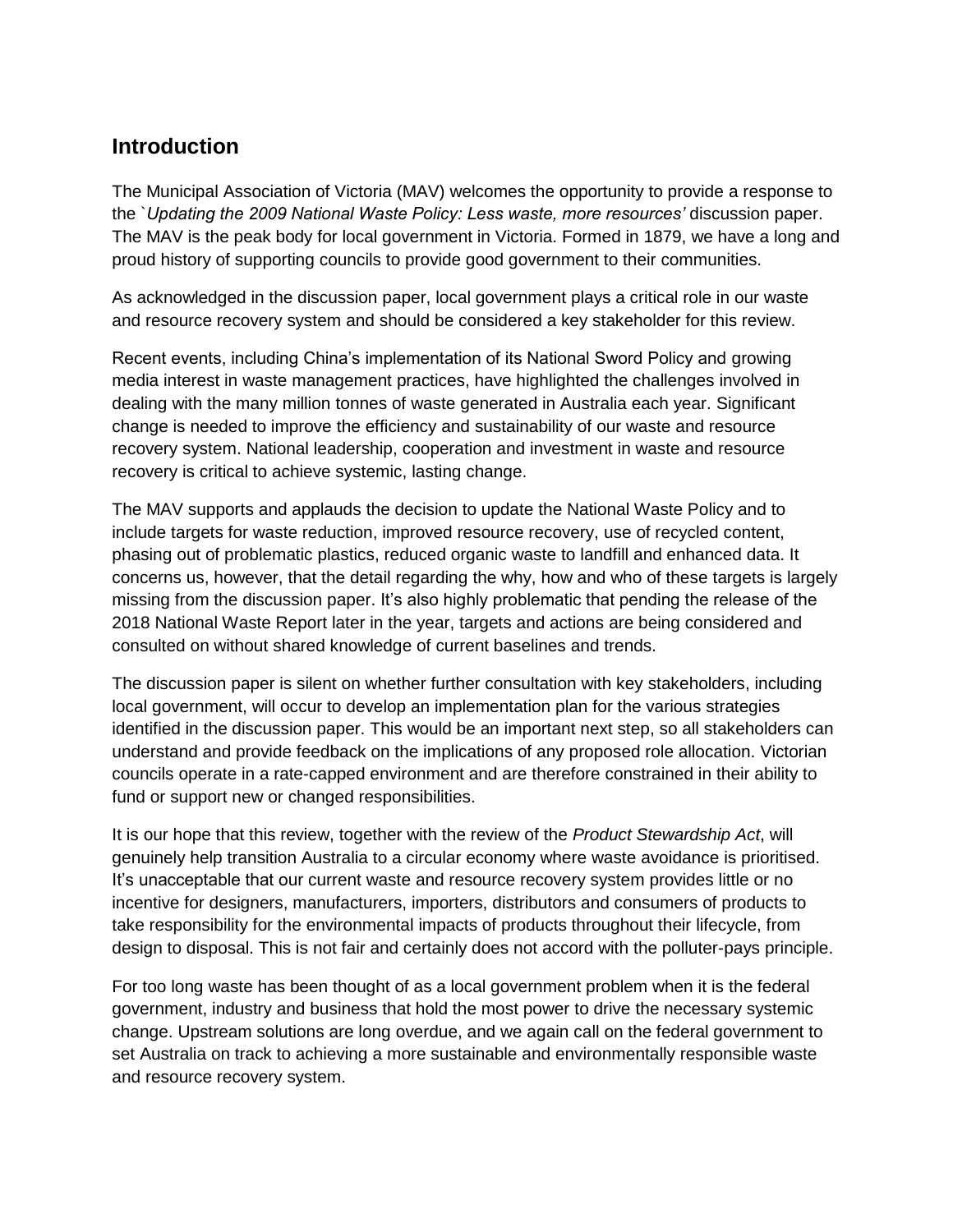## Introduction

The Municipal Association of Victoria (MAV) welcomes the opportunity to provide a response to the `*Updating the 2009 National Waste Policy: Less waste, more resources'* discussion paper. The MAV is the peak body for local government in Victoria. Formed in 1879, we have a long and proud history of supporting councils to provide good government to their communities.

As acknowledged in the discussion paper, local government plays a critical role in our waste and resource recovery system and should be considered a key stakeholder for this review.

Recent events, including China's implementation of its National Sword Policy and growing media interest in waste management practices, have highlighted the challenges involved in dealing with the many million tonnes of waste generated in Australia each year. Significant change is needed to improve the efficiency and sustainability of our waste and resource recovery system. National leadership, cooperation and investment in waste and resource recovery is critical to achieve systemic, lasting change.

The MAV supports and applauds the decision to update the National Waste Policy and to include targets for waste reduction, improved resource recovery, use of recycled content, phasing out of problematic plastics, reduced organic waste to landfill and enhanced data. It concerns us, however, that the detail regarding the why, how and who of these targets is largely missing from the discussion paper. It's also highly problematic that pending the release of the 2018 National Waste Report later in the year, targets and actions are being considered and consulted on without shared knowledge of current baselines and trends.

The discussion paper is silent on whether further consultation with key stakeholders, including local government, will occur to develop an implementation plan for the various strategies identified in the discussion paper. This would be an important next step, so all stakeholders can understand and provide feedback on the implications of any proposed role allocation. Victorian councils operate in a rate-capped environment and are therefore constrained in their ability to fund or support new or changed responsibilities.

It is our hope that this review, together with the review of the *Product Stewardship Act*, will genuinely help transition Australia to a circular economy where waste avoidance is prioritised. It's unacceptable that our current waste and resource recovery system provides little or no incentive for designers, manufacturers, importers, distributors and consumers of products to take responsibility for the environmental impacts of products throughout their lifecycle, from design to disposal. This is not fair and certainly does not accord with the polluter-pays principle.

For too long waste has been thought of as a local government problem when it is the federal government, industry and business that hold the most power to drive the necessary systemic change. Upstream solutions are long overdue, and we again call on the federal government to set Australia on track to achieving a more sustainable and environmentally responsible waste and resource recovery system.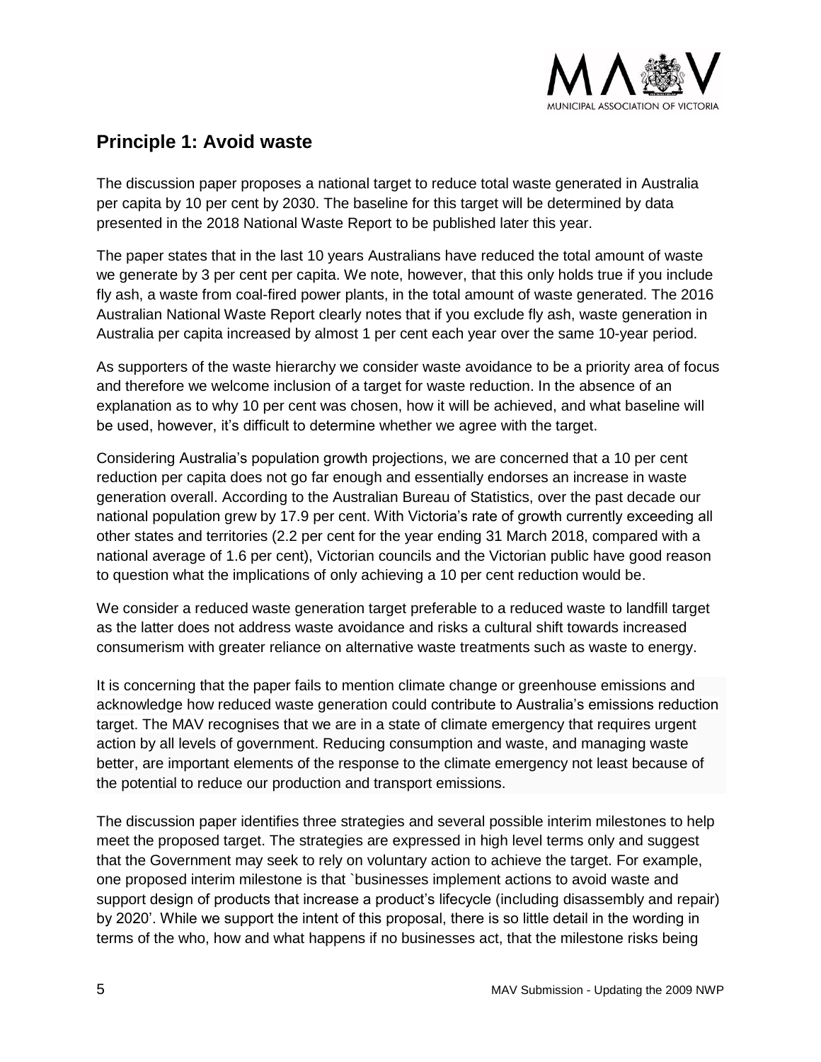## Principle 1: Avoid waste

The discussion paper proposes a national target to reduce total waste generated in Australia per capita by 10 per cent by 2030. The baseline for this target will be determined by data presented in the 2018 National Waste Report to be published later this year.

The paper states that in the last 10 years Australians have reduced the total amount of waste we generate by 3 per cent per capita. We note, however, that this only holds true if you include fly ash, a waste from coal-fired power plants, in the total amount of waste generated. The 2016 Australian National Waste Report clearly notes that if you exclude fly ash, waste generation in Australia per capita increased by almost 1 per cent each year over the same 10-year period.

As supporters of the waste hierarchy we consider waste avoidance to be a priority area of focus and therefore we welcome inclusion of a target for waste reduction. In the absence of an explanation as to why 10 per cent was chosen, how it will be achieved, and what baseline will be used, however, it's difficult to determine whether we agree with the target.

Considering Australia's population growth projections, we are concerned that a 10 per cent reduction per capita does not go far enough and essentially endorses an increase in waste generation overall. According to the Australian Bureau of Statistics, over the past decade our national population grew by 17.9 per cent. With Victoria's rate of growth currently exceeding all other states and territories (2.2 per cent for the year ending 31 March 2018, compared with a national average of 1.6 per cent), Victorian councils and the Victorian public have good reason to question what the implications of only achieving a 10 per cent reduction would be.

We consider a reduced waste generation target preferable to a reduced waste to landfill target as the latter does not address waste avoidance and risks a cultural shift towards increased consumerism with greater reliance on alternative waste treatments such as waste to energy.

It is concerning that the paper fails to mention climate change or greenhouse emissions and acknowledge how reduced waste generation could contribute to Australia's emissions reduction target. The MAV recognises that we are in a state of climate emergency that requires urgent action by all levels of government. Reducing consumption and waste, and managing waste better, are important elements of the response to the climate emergency not least because of the potential to reduce our production and transport emissions.

The discussion paper identifies three strategies and several possible interim milestones to help meet the proposed target. The strategies are expressed in high level terms only and suggest that the Government may seek to rely on voluntary action to achieve the target. For example, one proposed interim milestone is that `businesses implement actions to avoid waste and support design of products that increase a product's lifecycle (including disassembly and repair) by 2020'. While we support the intent of this proposal, there is so little detail in the wording in terms of the who, how and what happens if no businesses act, that the milestone risks being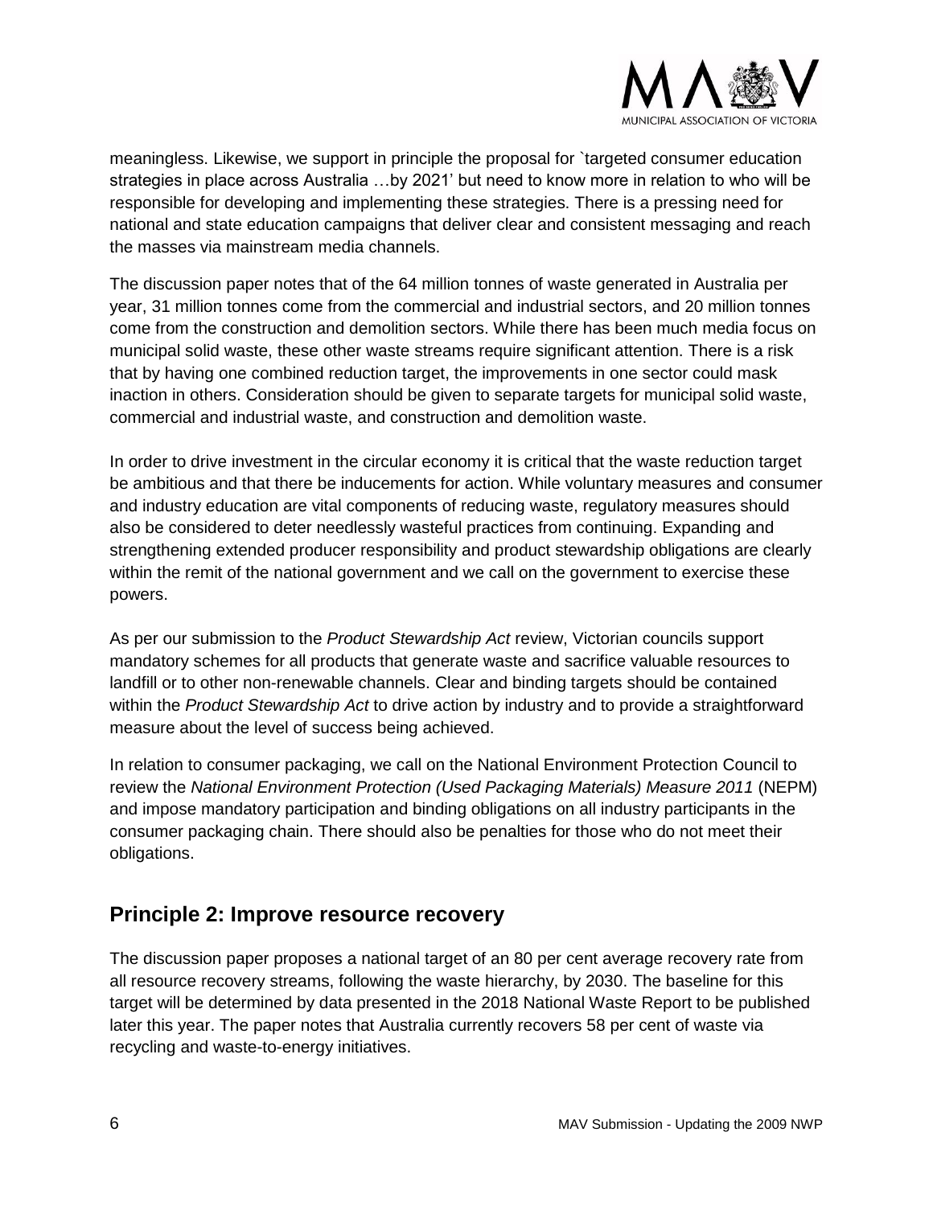meaningless. Likewise, we support in principle the proposal for `targeted consumer education strategies in place across Australia …by 2021' but need to know more in relation to who will be responsible for developing and implementing these strategies. There is a pressing need for national and state education campaigns that deliver clear and consistent messaging and reach the masses via mainstream media channels.

The discussion paper notes that of the 64 million tonnes of waste generated in Australia per year, 31 million tonnes come from the commercial and industrial sectors, and 20 million tonnes come from the construction and demolition sectors. While there has been much media focus on municipal solid waste, these other waste streams require significant attention. There is a risk that by having one combined reduction target, the improvements in one sector could mask inaction in others. Consideration should be given to separate targets for municipal solid waste, commercial and industrial waste, and construction and demolition waste.

In order to drive investment in the circular economy it is critical that the waste reduction target be ambitious and that there be inducements for action. While voluntary measures and consumer and industry education are vital components of reducing waste, regulatory measures should also be considered to deter needlessly wasteful practices from continuing. Expanding and strengthening extended producer responsibility and product stewardship obligations are clearly within the remit of the national government and we call on the government to exercise these powers.

As per our submission to the *Product Stewardship Act* review, Victorian councils support mandatory schemes for all products that generate waste and sacrifice valuable resources to landfill or to other non-renewable channels. Clear and binding targets should be contained within the *Product Stewardship Act* to drive action by industry and to provide a straightforward measure about the level of success being achieved.

In relation to consumer packaging, we call on the National Environment Protection Council to review the *National Environment Protection (Used Packaging Materials) Measure 2011* (NEPM) and impose mandatory participation and binding obligations on all industry participants in the consumer packaging chain. There should also be penalties for those who do not meet their obligations.

## Principle 2: Improve resource recovery

The discussion paper proposes a national target of an 80 per cent average recovery rate from all resource recovery streams, following the waste hierarchy, by 2030. The baseline for this target will be determined by data presented in the 2018 National Waste Report to be published later this year. The paper notes that Australia currently recovers 58 per cent of waste via recycling and waste-to-energy initiatives.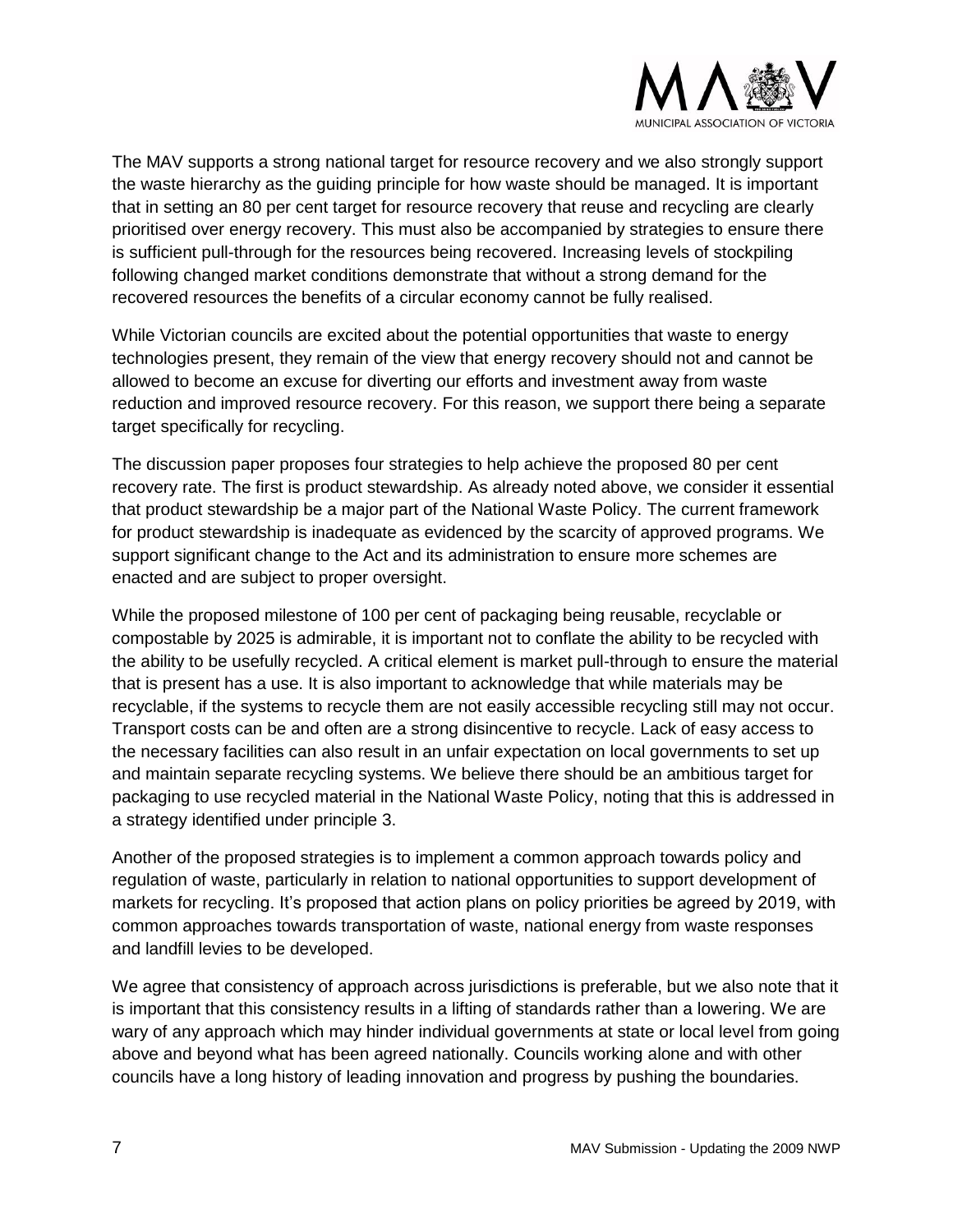The MAV supports a strong national target for resource recovery and we also strongly support the waste hierarchy as the guiding principle for how waste should be managed. It is important that in setting an 80 per cent target for resource recovery that reuse and recycling are clearly prioritised over energy recovery. This must also be accompanied by strategies to ensure there is sufficient pull-through for the resources being recovered. Increasing levels of stockpiling following changed market conditions demonstrate that without a strong demand for the recovered resources the benefits of a circular economy cannot be fully realised.

While Victorian councils are excited about the potential opportunities that waste to energy technologies present, they remain of the view that energy recovery should not and cannot be allowed to become an excuse for diverting our efforts and investment away from waste reduction and improved resource recovery. For this reason, we support there being a separate target specifically for recycling.

The discussion paper proposes four strategies to help achieve the proposed 80 per cent recovery rate. The first is product stewardship. As already noted above, we consider it essential that product stewardship be a major part of the National Waste Policy. The current framework for product stewardship is inadequate as evidenced by the scarcity of approved programs. We support significant change to the Act and its administration to ensure more schemes are enacted and are subject to proper oversight.

While the proposed milestone of 100 per cent of packaging being reusable, recyclable or compostable by 2025 is admirable, it is important not to conflate the ability to be recycled with the ability to be usefully recycled. A critical element is market pull-through to ensure the material that is present has a use. It is also important to acknowledge that while materials may be recyclable, if the systems to recycle them are not easily accessible recycling still may not occur. Transport costs can be and often are a strong disincentive to recycle. Lack of easy access to the necessary facilities can also result in an unfair expectation on local governments to set up and maintain separate recycling systems. We believe there should be an ambitious target for packaging to use recycled material in the National Waste Policy, noting that this is addressed in a strategy identified under principle 3.

Another of the proposed strategies is to implement a common approach towards policy and regulation of waste, particularly in relation to national opportunities to support development of markets for recycling. It's proposed that action plans on policy priorities be agreed by 2019, with common approaches towards transportation of waste, national energy from waste responses and landfill levies to be developed.

We agree that consistency of approach across jurisdictions is preferable, but we also note that it is important that this consistency results in a lifting of standards rather than a lowering. We are wary of any approach which may hinder individual governments at state or local level from going above and beyond what has been agreed nationally. Councils working alone and with other councils have a long history of leading innovation and progress by pushing the boundaries.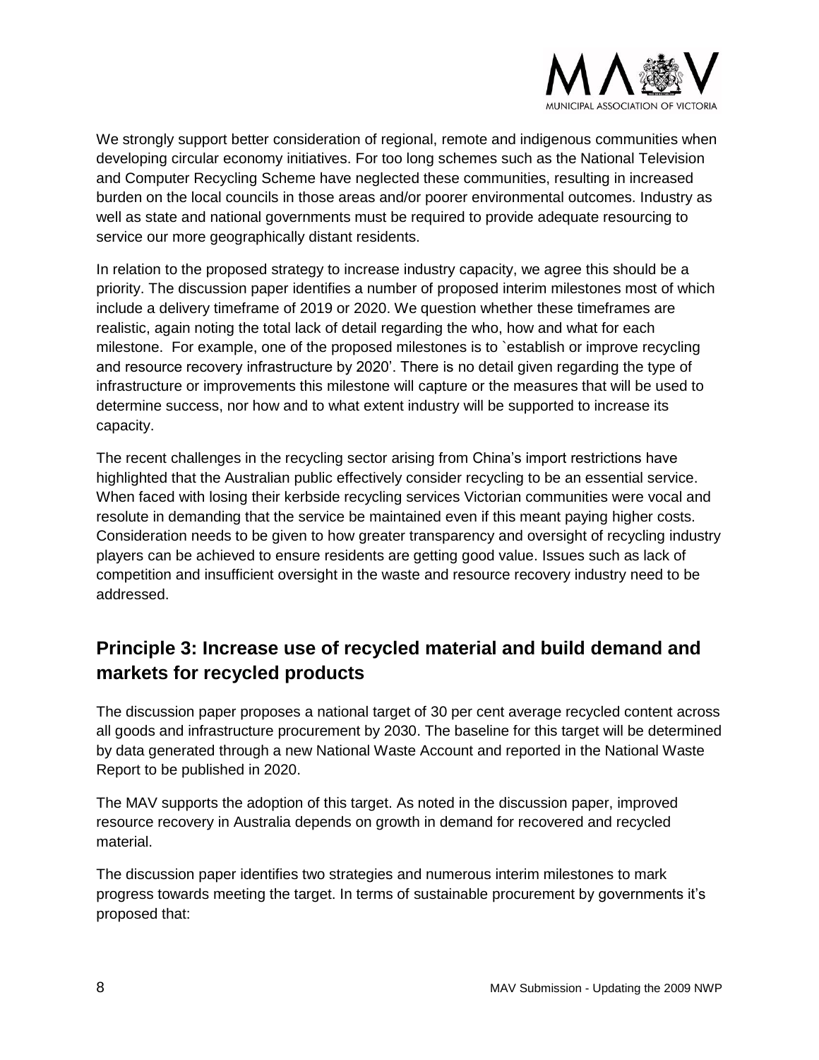We strongly support better consideration of regional, remote and indigenous communities when developing circular economy initiatives. For too long schemes such as the National Television and Computer Recycling Scheme have neglected these communities, resulting in increased burden on the local councils in those areas and/or poorer environmental outcomes. Industry as well as state and national governments must be required to provide adequate resourcing to service our more geographically distant residents.

In relation to the proposed strategy to increase industry capacity, we agree this should be a priority. The discussion paper identifies a number of proposed interim milestones most of which include a delivery timeframe of 2019 or 2020. We question whether these timeframes are realistic, again noting the total lack of detail regarding the who, how and what for each milestone. For example, one of the proposed milestones is to `establish or improve recycling and resource recovery infrastructure by 2020'. There is no detail given regarding the type of infrastructure or improvements this milestone will capture or the measures that will be used to determine success, nor how and to what extent industry will be supported to increase its capacity.

The recent challenges in the recycling sector arising from China's import restrictions have highlighted that the Australian public effectively consider recycling to be an essential service. When faced with losing their kerbside recycling services Victorian communities were vocal and resolute in demanding that the service be maintained even if this meant paying higher costs. Consideration needs to be given to how greater transparency and oversight of recycling industry players can be achieved to ensure residents are getting good value. Issues such as lack of competition and insufficient oversight in the waste and resource recovery industry need to be addressed.

## Principle 3: Increase use of recycled material and build demand and markets for recycled products

The discussion paper proposes a national target of 30 per cent average recycled content across all goods and infrastructure procurement by 2030. The baseline for this target will be determined by data generated through a new National Waste Account and reported in the National Waste Report to be published in 2020.

The MAV supports the adoption of this target. As noted in the discussion paper, improved resource recovery in Australia depends on growth in demand for recovered and recycled material.

The discussion paper identifies two strategies and numerous interim milestones to mark progress towards meeting the target. In terms of sustainable procurement by governments it's proposed that: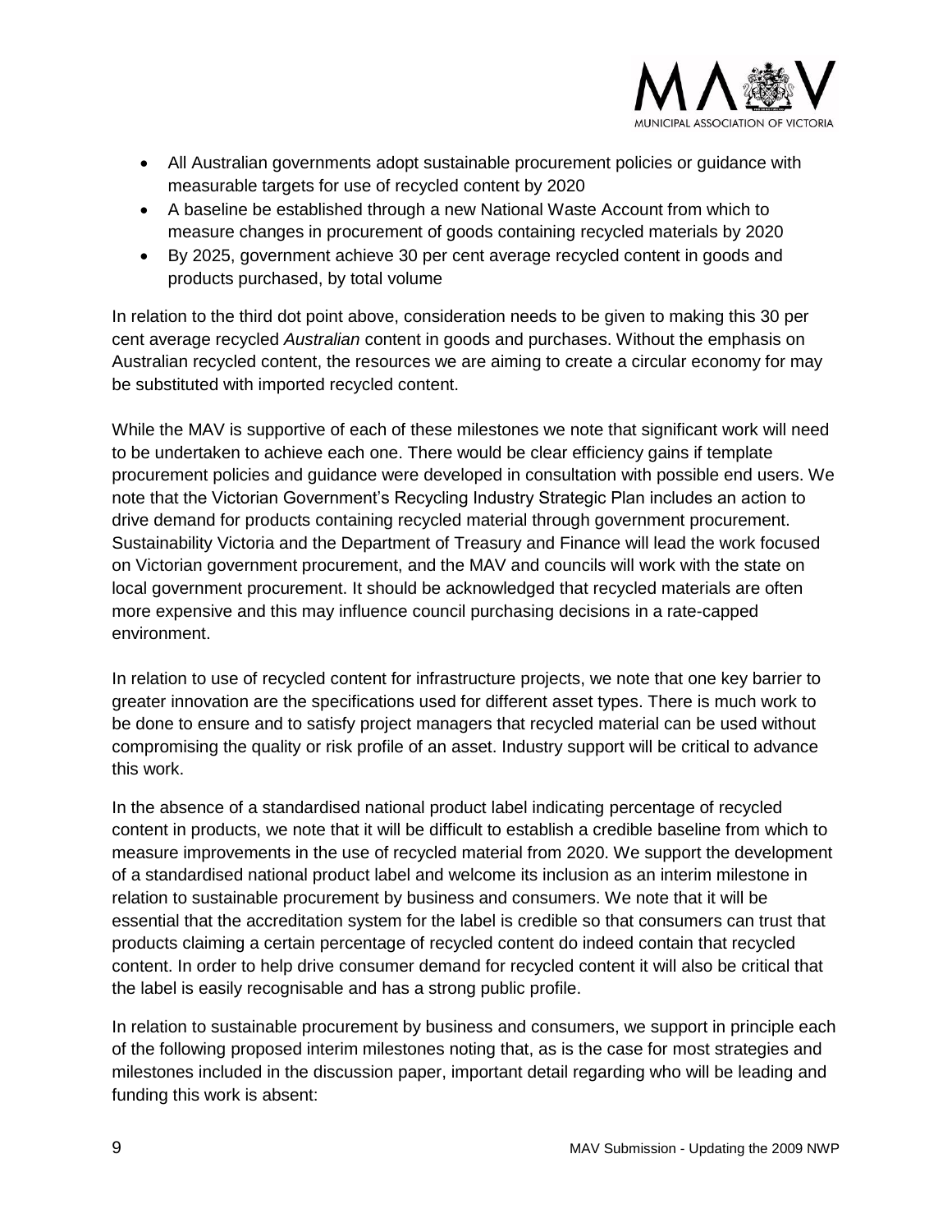- All Australian governments adopt sustainable procurement policies or guidance with measurable targets for use of recycled content by 2020
- A baseline be established through a new National Waste Account from which to measure changes in procurement of goods containing recycled materials by 2020
- By 2025, government achieve 30 per cent average recycled content in goods and products purchased, by total volume

In relation to the third dot point above, consideration needs to be given to making this 30 per cent average recycled *Australian* content in goods and purchases. Without the emphasis on Australian recycled content, the resources we are aiming to create a circular economy for may be substituted with imported recycled content.

While the MAV is supportive of each of these milestones we note that significant work will need to be undertaken to achieve each one. There would be clear efficiency gains if template procurement policies and guidance were developed in consultation with possible end users. We note that the Victorian Government's Recycling Industry Strategic Plan includes an action to drive demand for products containing recycled material through government procurement. Sustainability Victoria and the Department of Treasury and Finance will lead the work focused on Victorian government procurement, and the MAV and councils will work with the state on local government procurement. It should be acknowledged that recycled materials are often more expensive and this may influence council purchasing decisions in a rate-capped environment.

In relation to use of recycled content for infrastructure projects, we note that one key barrier to greater innovation are the specifications used for different asset types. There is much work to be done to ensure and to satisfy project managers that recycled material can be used without compromising the quality or risk profile of an asset. Industry support will be critical to advance this work.

In the absence of a standardised national product label indicating percentage of recycled content in products, we note that it will be difficult to establish a credible baseline from which to measure improvements in the use of recycled material from 2020. We support the development of a standardised national product label and welcome its inclusion as an interim milestone in relation to sustainable procurement by business and consumers. We note that it will be essential that the accreditation system for the label is credible so that consumers can trust that products claiming a certain percentage of recycled content do indeed contain that recycled content. In order to help drive consumer demand for recycled content it will also be critical that the label is easily recognisable and has a strong public profile.

In relation to sustainable procurement by business and consumers, we support in principle each of the following proposed interim milestones noting that, as is the case for most strategies and milestones included in the discussion paper, important detail regarding who will be leading and funding this work is absent: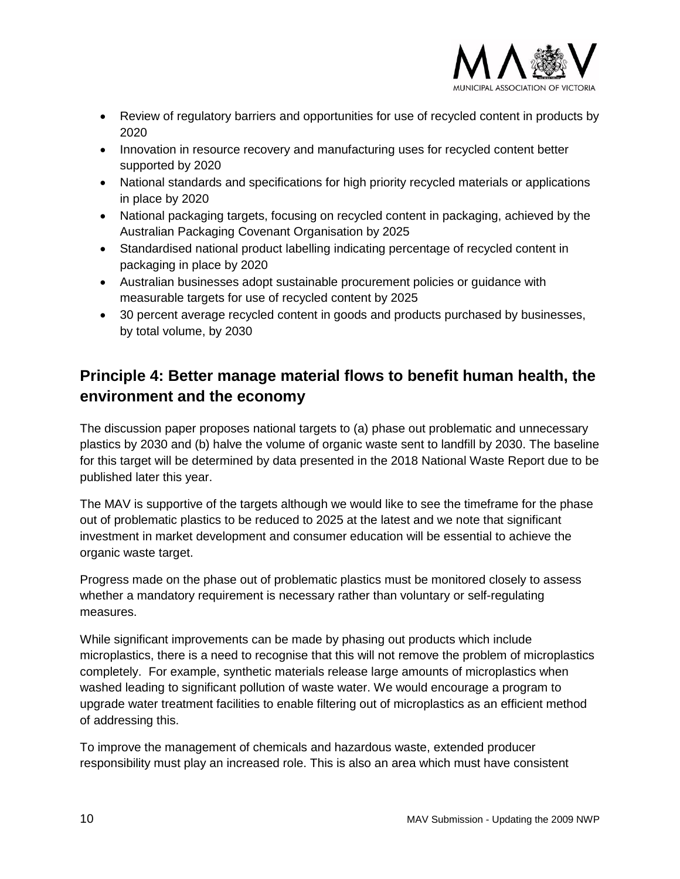- Review of regulatory barriers and opportunities for use of recycled content in products by 2020
- Innovation in resource recovery and manufacturing uses for recycled content better supported by 2020
- National standards and specifications for high priority recycled materials or applications in place by 2020
- National packaging targets, focusing on recycled content in packaging, achieved by the Australian Packaging Covenant Organisation by 2025
- Standardised national product labelling indicating percentage of recycled content in packaging in place by 2020
- Australian businesses adopt sustainable procurement policies or guidance with measurable targets for use of recycled content by 2025
- 30 percent average recycled content in goods and products purchased by businesses, by total volume, by 2030

## Principle 4: Better manage material flows to benefit human health, the environment and the economy

The discussion paper proposes national targets to (a) phase out problematic and unnecessary plastics by 2030 and (b) halve the volume of organic waste sent to landfill by 2030. The baseline for this target will be determined by data presented in the 2018 National Waste Report due to be published later this year.

The MAV is supportive of the targets although we would like to see the timeframe for the phase out of problematic plastics to be reduced to 2025 at the latest and we note that significant investment in market development and consumer education will be essential to achieve the organic waste target.

Progress made on the phase out of problematic plastics must be monitored closely to assess whether a mandatory requirement is necessary rather than voluntary or self-regulating measures.

While significant improvements can be made by phasing out products which include microplastics, there is a need to recognise that this will not remove the problem of microplastics completely. For example, synthetic materials release large amounts of microplastics when washed leading to significant pollution of waste water. We would encourage a program to upgrade water treatment facilities to enable filtering out of microplastics as an efficient method of addressing this.

To improve the management of chemicals and hazardous waste, extended producer responsibility must play an increased role. This is also an area which must have consistent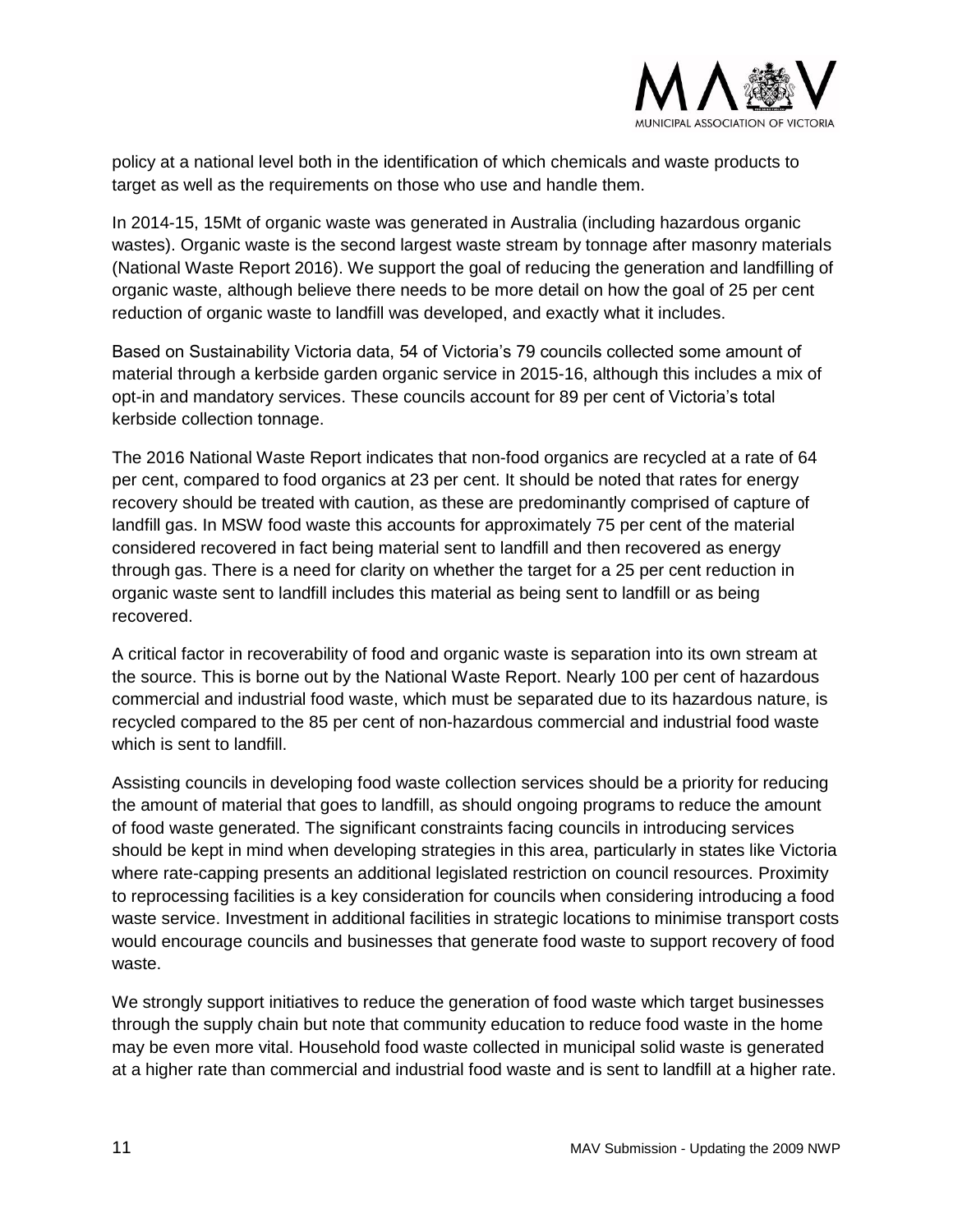policy at a national level both in the identification of which chemicals and waste products to target as well as the requirements on those who use and handle them.

In 2014-15, 15Mt of organic waste was generated in Australia (including hazardous organic wastes). Organic waste is the second largest waste stream by tonnage after masonry materials (National Waste Report 2016). We support the goal of reducing the generation and landfilling of organic waste, although believe there needs to be more detail on how the goal of 25 per cent reduction of organic waste to landfill was developed, and exactly what it includes.

Based on Sustainability Victoria data, 54 of Victoria's 79 councils collected some amount of material through a kerbside garden organic service in 2015-16, although this includes a mix of opt-in and mandatory services. These councils account for 89 per cent of Victoria's total kerbside collection tonnage.

The 2016 National Waste Report indicates that non-food organics are recycled at a rate of 64 per cent, compared to food organics at 23 per cent. It should be noted that rates for energy recovery should be treated with caution, as these are predominantly comprised of capture of landfill gas. In MSW food waste this accounts for approximately 75 per cent of the material considered recovered in fact being material sent to landfill and then recovered as energy through gas. There is a need for clarity on whether the target for a 25 per cent reduction in organic waste sent to landfill includes this material as being sent to landfill or as being recovered.

A critical factor in recoverability of food and organic waste is separation into its own stream at the source. This is borne out by the National Waste Report. Nearly 100 per cent of hazardous commercial and industrial food waste, which must be separated due to its hazardous nature, is recycled compared to the 85 per cent of non-hazardous commercial and industrial food waste which is sent to landfill.

Assisting councils in developing food waste collection services should be a priority for reducing the amount of material that goes to landfill, as should ongoing programs to reduce the amount of food waste generated. The significant constraints facing councils in introducing services should be kept in mind when developing strategies in this area, particularly in states like Victoria where rate-capping presents an additional legislated restriction on council resources. Proximity to reprocessing facilities is a key consideration for councils when considering introducing a food waste service. Investment in additional facilities in strategic locations to minimise transport costs would encourage councils and businesses that generate food waste to support recovery of food waste.

We strongly support initiatives to reduce the generation of food waste which target businesses through the supply chain but note that community education to reduce food waste in the home may be even more vital. Household food waste collected in municipal solid waste is generated at a higher rate than commercial and industrial food waste and is sent to landfill at a higher rate.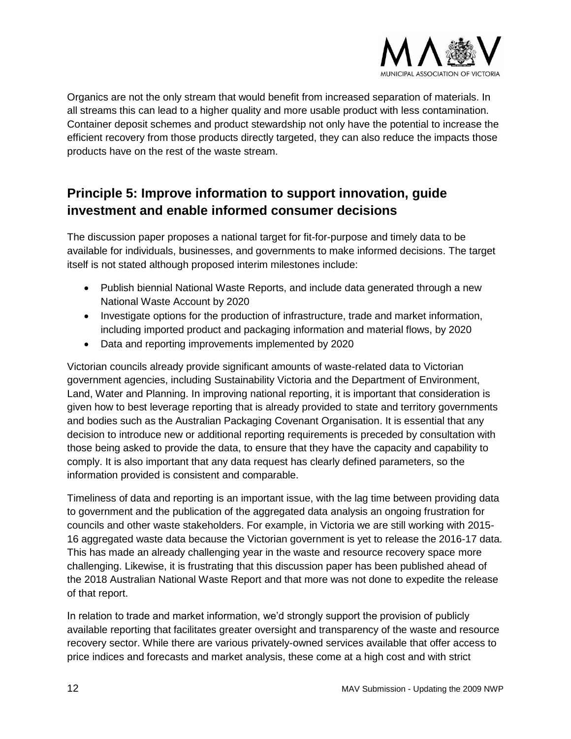Organics are not the only stream that would benefit from increased separation of materials. In all streams this can lead to a higher quality and more usable product with less contamination. Container deposit schemes and product stewardship not only have the potential to increase the efficient recovery from those products directly targeted, they can also reduce the impacts those products have on the rest of the waste stream.

## Principle 5: Improve information to support innovation, guide investment and enable informed consumer decisions

The discussion paper proposes a national target for fit-for-purpose and timely data to be available for individuals, businesses, and governments to make informed decisions. The target itself is not stated although proposed interim milestones include:

- Publish biennial National Waste Reports, and include data generated through a new National Waste Account by 2020
- Investigate options for the production of infrastructure, trade and market information, including imported product and packaging information and material flows, by 2020
- Data and reporting improvements implemented by 2020

Victorian councils already provide significant amounts of waste-related data to Victorian government agencies, including Sustainability Victoria and the Department of Environment, Land, Water and Planning. In improving national reporting, it is important that consideration is given how to best leverage reporting that is already provided to state and territory governments and bodies such as the Australian Packaging Covenant Organisation. It is essential that any decision to introduce new or additional reporting requirements is preceded by consultation with those being asked to provide the data, to ensure that they have the capacity and capability to comply. It is also important that any data request has clearly defined parameters, so the information provided is consistent and comparable.

Timeliness of data and reporting is an important issue, with the lag time between providing data to government and the publication of the aggregated data analysis an ongoing frustration for councils and other waste stakeholders. For example, in Victoria we are still working with 2015-16 aggregated waste data because the Victorian government is yet to release the 2016-17 data. This has made an already challenging year in the waste and resource recovery space more challenging. Likewise, it is frustrating that this discussion paper has been published ahead of the 2018 Australian National Waste Report and that more was not done to expedite the release of that report.

In relation to trade and market information, we'd strongly support the provision of publicly available reporting that facilitates greater oversight and transparency of the waste and resource recovery sector. While there are various privately-owned services available that offer access to price indices and forecasts and market analysis, these come at a high cost and with strict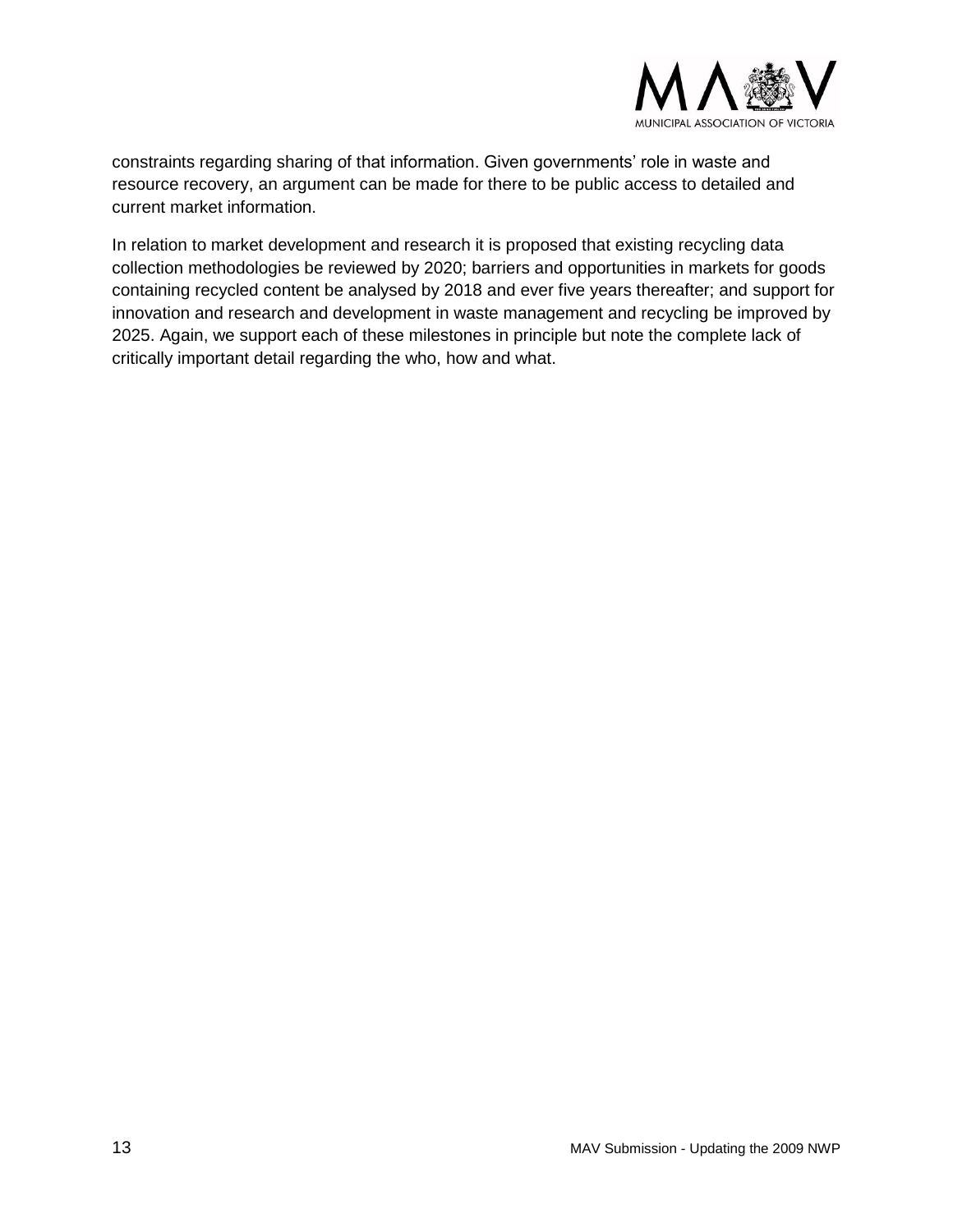constraints regarding sharing of that information. Given governments' role in waste and resource recovery, an argument can be made for there to be public access to detailed and current market information.

In relation to market development and research it is proposed that existing recycling data collection methodologies be reviewed by 2020; barriers and opportunities in markets for goods containing recycled content be analysed by 2018 and ever five years thereafter; and support for innovation and research and development in waste management and recycling be improved by 2025. Again, we support each of these milestones in principle but note the complete lack of critically important detail regarding the who, how and what.